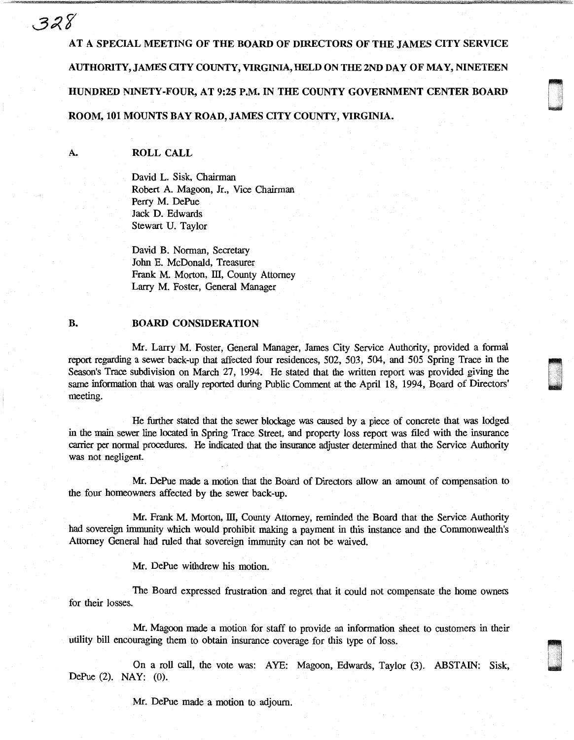AT A SPECIAL MEETING OF THE BOARD OF DIRECTORS OF THE JAMES CITY SERVICE AUTHORITY, JAMES CITY COUNTY, VIRGINIA, HELD ON THE 2ND DAY OF MAY, NINETEEN HUNDRED NINETY-FOUR, AT 9:25 P.M. IN THE COUNTY GOVERNMENT CENTER BOARD ROOM, 101 MOUNTS BAY ROAD, JAMES CITY COUNTY, VIRGINIA.

## A. ROLL CALL

David L. Sisk, Chairman
Robert A. Magoon, Jr., Vice Chairman
Perry M. DePue
Jack D. Edwards
Stewart U. Taylor

David B. Norman, Secretary
John E. McDonald, Treasurer
Frank M. Morton, III, County Attorney
Larry M. Foster, General Manager

## B. BOARD CONSIDERATION

Mr. Larry M. Foster, General Manager, James City Service Authority, provided a formal report regarding a sewer back-up that affected four residences, 502, 503, 504, and 505 Spring Trace in the Season's Trace subdivision on March 27, 1994. He stated that the written report was provided giving the same information that was orally reported during Public Comment at the April 18, 1994, Board of Directors' meeting.

He further stated that the sewer blockage was caused by a piece of concrete that was lodged in the main sewer line located in Spring Trace Street, and property loss report was filed with the insurance carrier per normal procedures. He indicated that the insurance adjuster determined that the Service Authority was not negligent.

Mr. DePue made a motion that the Board of Directors allow an amount of compensation to the four homeowners affected by the sewer back-up.

Mr. Frank M. Morton, III, County Attorney, reminded the Board that the Service Authority had sovereign immunity which would prohibit making a payment in this instance and the Commonwealth's Attorney General had ruled that sovereign immunity can not be waived.

Mr. DePue withdrew his motion.

The Board expressed frustration and regret that it could not compensate the home owners for their losses.

Mr. Magoon made a motion for staff to provide an information sheet to customers in their utility bill encouraging them to obtain insurance coverage for this type of loss.

On a roll call, the vote was: AYE: Magoon, Edwards, Taylor (3). ABSTAIN: Sisk, DePue (2). NAY: (0).

Mr. DePue made a motion to adjourn.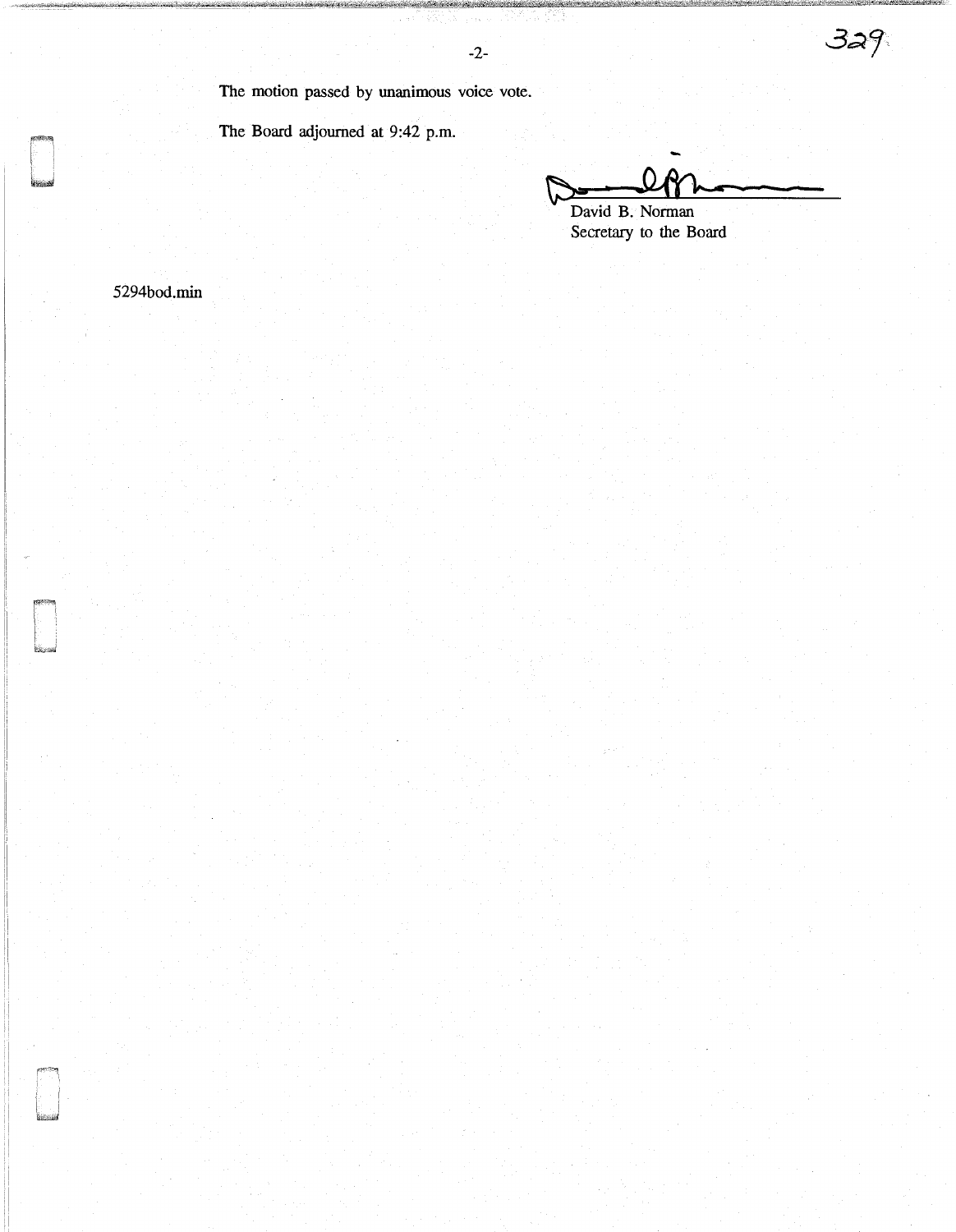The motion passed by unanimous voice vote.

The Board adjourned at 9:42 p.m.

David B. Norman
Secretary to the Board

5294bod.min